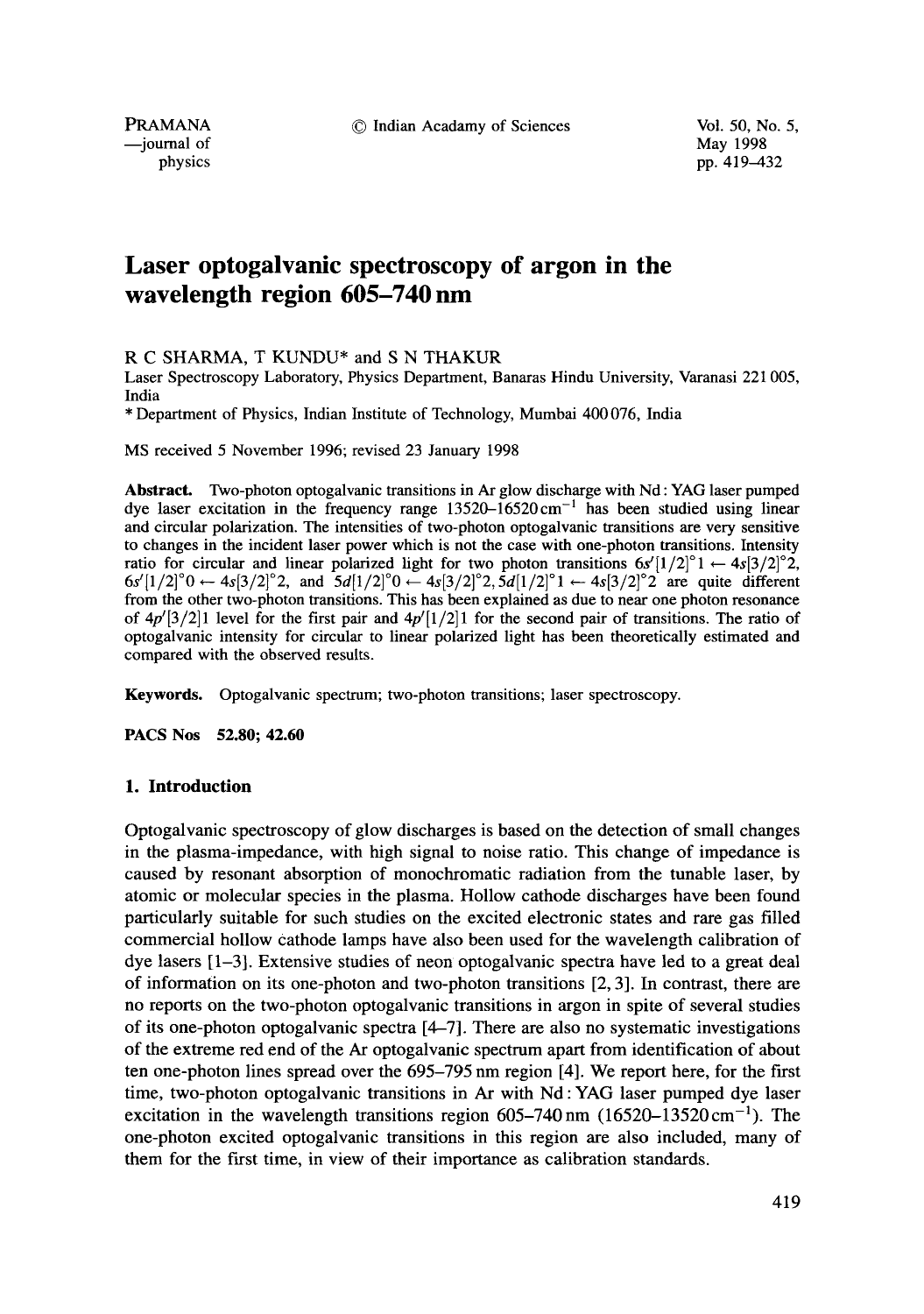# Laser optogalvanic spectroscopy of argon in the wavelength region 605–740 nm

R C SHARMA, T KUNDU* and S N THAKUR

Laser Spectroscopy Laboratory, Physics Department, Banaras Hindu University, Varanasi 221 005, India

\* Department of Physics, Indian Institute of Technology, Mumbai 400 076, India

MS received 5 November 1996; revised 23 January 1998

**Abstract.** Two-photon optogalvanic transitions in Ar glow discharge with Nd : YAG laser pumped dye laser excitation in the frequency range 13520–16520 $\mathrm{cm}^{-1}$ has been studied using linear and circular polarization. The intensities of two-photon optogalvanic transitions are very sensitive to changes in the incident laser power which is not the case with one-photon transitions. Intensity ratio for circular and linear polarized light for two photon transitions $6s'[1/2]^{\circ}1 \leftarrow 4s[3/2]^{\circ}2$, $6s'[1/2]^{\circ}0 \leftarrow 4s[3/2]^{\circ}2$, and $5d[1/2]^{\circ}0 \leftarrow 4s[3/2]^{\circ}2, 5d[1/2]^{\circ}1 \leftarrow 4s[3/2]^{\circ}2$ are quite different from the other two-photon transitions. This has been explained as due to near one photon resonance of $4p'[3/2]1$ level for the first pair and $4p'[1/2]1$ for the second pair of transitions. The ratio of optogalvanic intensity for circular to linear polarized light has been theoretically estimated and compared with the observed results.

**Keywords.** Optogalvanic spectrum; two-photon transitions; laser spectroscopy.

**PACS Nos 52.80; 42.60**

## 1. Introduction

Optogalvanic spectroscopy of glow discharges is based on the detection of small changes in the plasma-impedance, with high signal to noise ratio. This change of impedance is caused by resonant absorption of monochromatic radiation from the tunable laser, by atomic or molecular species in the plasma. Hollow cathode discharges have been found particularly suitable for such studies on the excited electronic states and rare gas filled commercial hollow cathode lamps have also been used for the wavelength calibration of dye lasers [1–3]. Extensive studies of neon optogalvanic spectra have led to a great deal of information on its one-photon and two-photon transitions [2, 3]. In contrast, there are no reports on the two-photon optogalvanic transitions in argon in spite of several studies of its one-photon optogalvanic spectra [4–7]. There are also no systematic investigations of the extreme red end of the Ar optogalvanic spectrum apart from identification of about ten one-photon lines spread over the 695–795 nm region [4]. We report here, for the first time, two-photon optogalvanic transitions in Ar with Nd : YAG laser pumped dye laser excitation in the wavelength transitions region 605–740 nm (16520–13520 $\mathrm{cm}^{-1}$). The one-photon excited optogalvanic transitions in this region are also included, many of them for the first time, in view of their importance as calibration standards.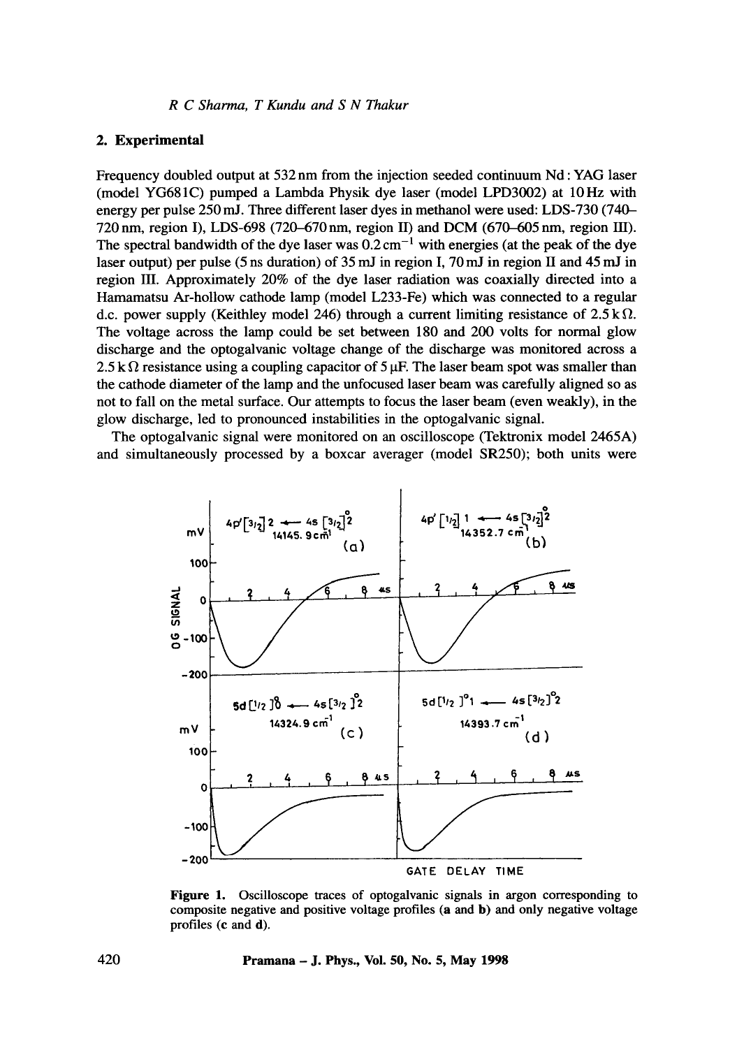## 2. Experimental

Frequency doubled output at 532 nm from the injection seeded continuum Nd : YAG laser (model YG681C) pumped a Lambda Physik dye laser (model LPD3002) at 10 Hz with energy per pulse 250 mJ. Three different laser dyes in methanol were used: LDS-730 (740–720 nm, region I), LDS-698 (720–670 nm, region II) and DCM (670–605 nm, region III). The spectral bandwidth of the dye laser was 0.2 $\mathrm{cm^{-1}}$ with energies (at the peak of the dye laser output) per pulse (5 ns duration) of 35 mJ in region I, 70 mJ in region II and 45 mJ in region III. Approximately 20% of the dye laser radiation was coaxially directed into a Hamamatsu Ar-hollow cathode lamp (model L233-Fe) which was connected to a regular d.c. power supply (Keithley model 246) through a current limiting resistance of 2.5 k$\Omega$. The voltage across the lamp could be set between 180 and 200 volts for normal glow discharge and the optogalvanic voltage change of the discharge was monitored across a 2.5 k$\Omega$ resistance using a coupling capacitor of 5 $\mu$F. The laser beam spot was smaller than the cathode diameter of the lamp and the unfocused laser beam was carefully aligned so as not to fall on the metal surface. Our attempts to focus the laser beam (even weakly), in the glow discharge, led to pronounced instabilities in the optogalvanic signal.

The optogalvanic signal were monitored on an oscilloscope (Tektronix model 2465A) and simultaneously processed by a boxcar averager (model SR250); both units were

**Figure 1.** Oscilloscope traces of optogalvanic signals in argon corresponding to composite negative and positive voltage profiles (**a** and **b**) and only negative voltage profiles (**c** and **d**).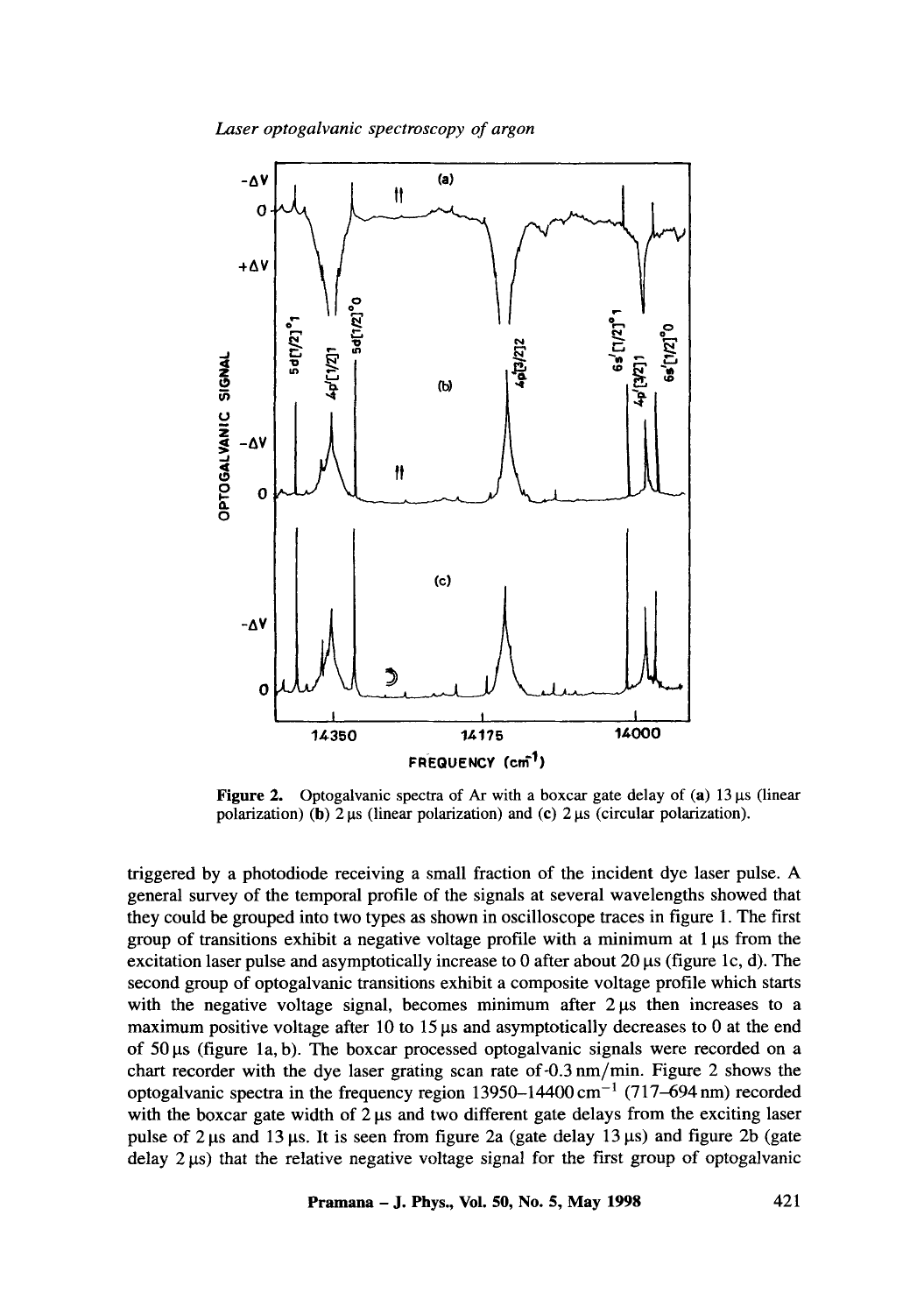**Figure 2.** Optogalvanic spectra of Ar with a boxcar gate delay of (**a**) 13 μs (linear polarization) (**b**) 2 μs (linear polarization) and (**c**) 2 μs (circular polarization).

triggered by a photodiode receiving a small fraction of the incident dye laser pulse. A general survey of the temporal profile of the signals at several wavelengths showed that they could be grouped into two types as shown in oscilloscope traces in figure 1. The first group of transitions exhibit a negative voltage profile with a minimum at 1 μs from the excitation laser pulse and asymptotically increase to 0 after about 20 μs (figure 1c, d). The second group of optogalvanic transitions exhibit a composite voltage profile which starts with the negative voltage signal, becomes minimum after 2 μs then increases to a maximum positive voltage after 10 to 15 μs and asymptotically decreases to 0 at the end of 50 μs (figure 1a, b). The boxcar processed optogalvanic signals were recorded on a chart recorder with the dye laser grating scan rate of 0.3 nm/min. Figure 2 shows the optogalvanic spectra in the frequency region 13950–14400 $cm^{-1}$ (717–694 nm) recorded with the boxcar gate width of 2 μs and two different gate delays from the exciting laser pulse of 2 μs and 13 μs. It is seen from figure 2a (gate delay 13 μs) and figure 2b (gate delay 2 μs) that the relative negative voltage signal for the first group of optogalvanic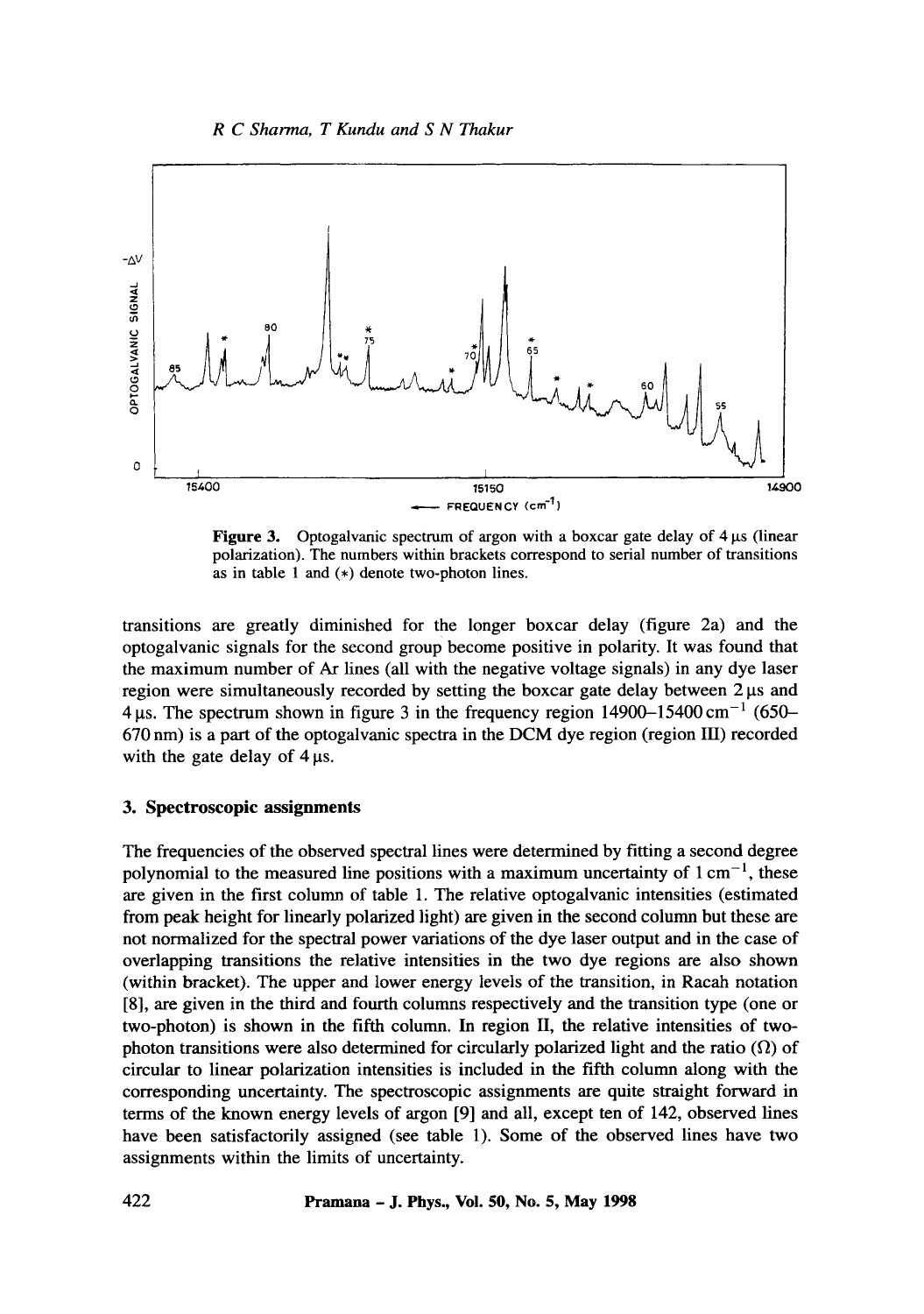**Figure 3.** Optogalvanic spectrum of argon with a boxcar gate delay of 4 μs (linear polarization). The numbers within brackets correspond to serial number of transitions as in table 1 and (*) denote two-photon lines.

transitions are greatly diminished for the longer boxcar delay (figure 2a) and the optogalvanic signals for the second group become positive in polarity. It was found that the maximum number of Ar lines (all with the negative voltage signals) in any dye laser region were simultaneously recorded by setting the boxcar gate delay between 2 μs and 4 μs. The spectrum shown in figure 3 in the frequency region 14900–15400 $\mathrm{cm}^{-1}$ (650–670 nm) is a part of the optogalvanic spectra in the DCM dye region (region III) recorded with the gate delay of 4 μs.

## 3. Spectroscopic assignments

The frequencies of the observed spectral lines were determined by fitting a second degree polynomial to the measured line positions with a maximum uncertainty of 1 $\mathrm{cm}^{-1}$, these are given in the first column of table 1. The relative optogalvanic intensities (estimated from peak height for linearly polarized light) are given in the second column but these are not normalized for the spectral power variations of the dye laser output and in the case of overlapping transitions the relative intensities in the two dye regions are also shown (within bracket). The upper and lower energy levels of the transition, in Racah notation [8], are given in the third and fourth columns respectively and the transition type (one or two-photon) is shown in the fifth column. In region II, the relative intensities of two-photon transitions were also determined for circularly polarized light and the ratio ($\Omega$) of circular to linear polarization intensities is included in the fifth column along with the corresponding uncertainty. The spectroscopic assignments are quite straight forward in terms of the known energy levels of argon [9] and all, except ten of 142, observed lines have been satisfactorily assigned (see table 1). Some of the observed lines have two assignments within the limits of uncertainty.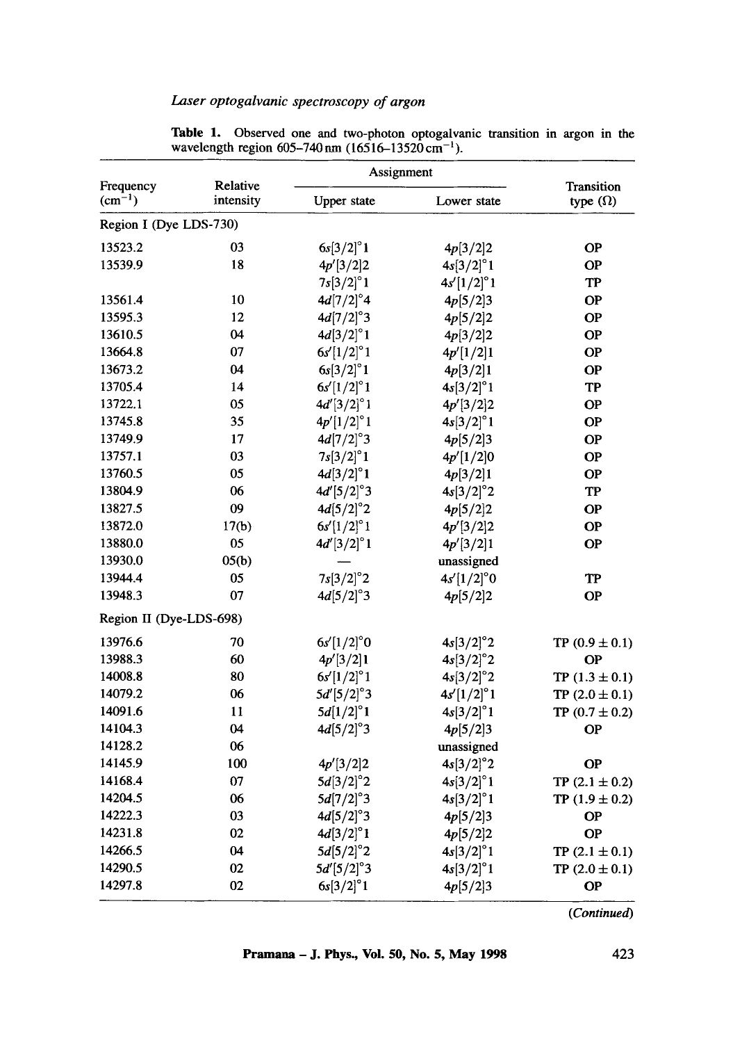**Table 1.** Observed one and two-photon optogalvanic transition in argon in the wavelength region 605–740 nm (16516–13520 $cm^{-1}$).

| Frequency ($cm^{-1}$) | Relative intensity | Assignment | | Transition type ($\Omega$) |
|---|---|---|---|---|
| | | Upper state | Lower state | |
| Region I (Dye LDS-730) | | | | |
| 13523.2 | 03 | $6s[3/2]^{\circ}1$ | $4p[3/2]2$ | OP |
| 13539.9 | 18 | $4p'[3/2]2$ | $4s[3/2]^{\circ}1$ | OP |
| | | $7s[3/2]^{\circ}1$ | $4s'[1/2]^{\circ}1$ | TP |
| 13561.4 | 10 | $4d[7/2]^{\circ}4$ | $4p[5/2]3$ | OP |
| 13595.3 | 12 | $4d[7/2]^{\circ}3$ | $4p[5/2]2$ | OP |
| 13610.5 | 04 | $4d[3/2]^{\circ}1$ | $4p[3/2]2$ | OP |
| 13664.8 | 07 | $6s'[1/2]^{\circ}1$ | $4p'[1/2]1$ | OP |
| 13673.2 | 04 | $6s[3/2]^{\circ}1$ | $4p[3/2]1$ | OP |
| 13705.4 | 14 | $6s'[1/2]^{\circ}1$ | $4s[3/2]^{\circ}1$ | TP |
| 13722.1 | 05 | $4d'[3/2]^{\circ}1$ | $4p'[3/2]2$ | OP |
| 13745.8 | 35 | $4p'[1/2]^{\circ}1$ | $4s[3/2]^{\circ}1$ | OP |
| 13749.9 | 17 | $4d[7/2]^{\circ}3$ | $4p[5/2]3$ | OP |
| 13757.1 | 03 | $7s[3/2]^{\circ}1$ | $4p'[1/2]0$ | OP |
| 13760.5 | 05 | $4d[3/2]^{\circ}1$ | $4p[3/2]1$ | OP |
| 13804.9 | 06 | $4d'[5/2]^{\circ}3$ | $4s[3/2]^{\circ}2$ | TP |
| 13827.5 | 09 | $4d[5/2]^{\circ}2$ | $4p[5/2]2$ | OP |
| 13872.0 | 17(b) | $6s'[1/2]^{\circ}1$ | $4p'[3/2]2$ | OP |
| 13880.0 | 05 | $4d'[3/2]^{\circ}1$ | $4p'[3/2]1$ | OP |
| 13930.0 | 05(b) | — | unassigned | |
| 13944.4 | 05 | $7s[3/2]^{\circ}2$ | $4s'[1/2]^{\circ}0$ | TP |
| 13948.3 | 07 | $4d[5/2]^{\circ}3$ | $4p[5/2]2$ | OP |
| Region II (Dye-LDS-698) | | | | |
| 13976.6 | 70 | $6s'[1/2]^{\circ}0$ | $4s[3/2]^{\circ}2$ | TP ($0.9 \pm 0.1$) |
| 13988.3 | 60 | $4p'[3/2]1$ | $4s[3/2]^{\circ}2$ | OP |
| 14008.8 | 80 | $6s'[1/2]^{\circ}1$ | $4s[3/2]^{\circ}2$ | TP ($1.3 \pm 0.1$) |
| 14079.2 | 06 | $5d'[5/2]^{\circ}3$ | $4s'[1/2]^{\circ}1$ | TP ($2.0 \pm 0.1$) |
| 14091.6 | 11 | $5d[1/2]^{\circ}1$ | $4s[3/2]^{\circ}1$ | TP ($0.7 \pm 0.2$) |
| 14104.3 | 04 | $4d[5/2]^{\circ}3$ | $4p[5/2]3$ | OP |
| 14128.2 | 06 | | unassigned | |
| 14145.9 | 100 | $4p'[3/2]2$ | $4s[3/2]^{\circ}2$ | OP |
| 14168.4 | 07 | $5d[3/2]^{\circ}2$ | $4s[3/2]^{\circ}1$ | TP ($2.1 \pm 0.2$) |
| 14204.5 | 06 | $5d[7/2]^{\circ}3$ | $4s[3/2]^{\circ}1$ | TP ($1.9 \pm 0.2$) |
| 14222.3 | 03 | $4d[5/2]^{\circ}3$ | $4p[5/2]3$ | OP |
| 14231.8 | 02 | $4d[3/2]^{\circ}1$ | $4p[5/2]2$ | OP |
| 14266.5 | 04 | $5d[5/2]^{\circ}2$ | $4s[3/2]^{\circ}1$ | TP ($2.1 \pm 0.1$) |
| 14290.5 | 02 | $5d'[5/2]^{\circ}3$ | $4s[3/2]^{\circ}1$ | TP ($2.0 \pm 0.1$) |
| 14297.8 | 02 | $6s[3/2]^{\circ}1$ | $4p[5/2]3$ | OP |

*(Continued)*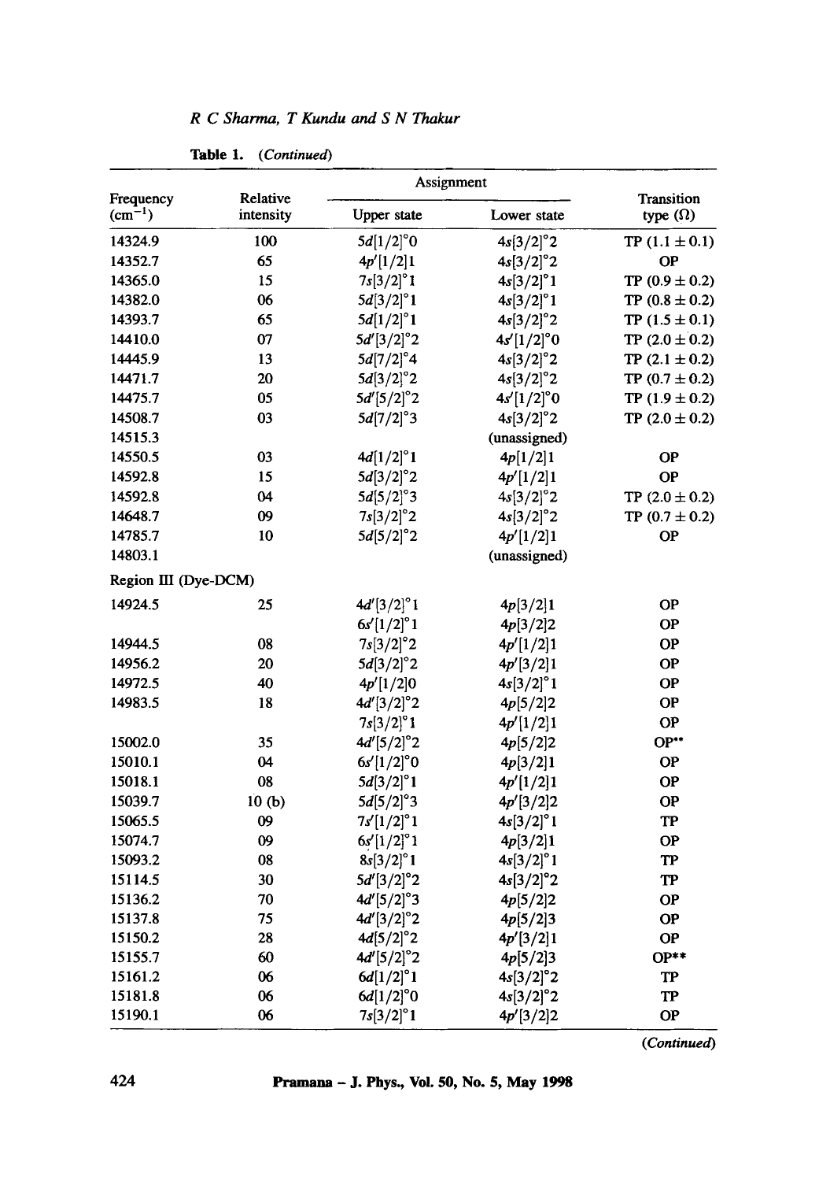**Table 1.** *(Continued)*

| Frequency ($cm^{-1}$) | Relative intensity | Assignment | | Transition type (Ω) |
|---|---|---|---|---|
| | | Upper state | Lower state | |
| 14324.9 | 100 | $5d[1/2]^{\circ}0$ | $4s[3/2]^{\circ}2$ | TP ($1.1 \pm 0.1$) |
| 14352.7 | 65 | $4p'[1/2]1$ | $4s[3/2]^{\circ}2$ | OP |
| 14365.0 | 15 | $7s[3/2]^{\circ}1$ | $4s[3/2]^{\circ}1$ | TP ($0.9 \pm 0.2$) |
| 14382.0 | 06 | $5d[3/2]^{\circ}1$ | $4s[3/2]^{\circ}1$ | TP ($0.8 \pm 0.2$) |
| 14393.7 | 65 | $5d[1/2]^{\circ}1$ | $4s[3/2]^{\circ}2$ | TP ($1.5 \pm 0.1$) |
| 14410.0 | 07 | $5d'[3/2]^{\circ}2$ | $4s'[1/2]^{\circ}0$ | TP ($2.0 \pm 0.2$) |
| 14445.9 | 13 | $5d[7/2]^{\circ}4$ | $4s[3/2]^{\circ}2$ | TP ($2.1 \pm 0.2$) |
| 14471.7 | 20 | $5d[3/2]^{\circ}2$ | $4s[3/2]^{\circ}2$ | TP ($0.7 \pm 0.2$) |
| 14475.7 | 05 | $5d'[5/2]^{\circ}2$ | $4s'[1/2]^{\circ}0$ | TP ($1.9 \pm 0.2$) |
| 14508.7 | 03 | $5d[7/2]^{\circ}3$ | $4s[3/2]^{\circ}2$ | TP ($2.0 \pm 0.2$) |
| 14515.3 | | | (unassigned) | |
| 14550.5 | 03 | $4d[1/2]^{\circ}1$ | $4p[1/2]1$ | OP |
| 14592.8 | 15 | $5d[3/2]^{\circ}2$ | $4p'[1/2]1$ | OP |
| 14592.8 | 04 | $5d[5/2]^{\circ}3$ | $4s[3/2]^{\circ}2$ | TP ($2.0 \pm 0.2$) |
| 14648.7 | 09 | $7s[3/2]^{\circ}2$ | $4s[3/2]^{\circ}2$ | TP ($0.7 \pm 0.2$) |
| 14785.7 | 10 | $5d[5/2]^{\circ}2$ | $4p'[1/2]1$ | OP |
| 14803.1 | | | (unassigned) | |
| Region III (Dye-DCM) | | | | |
| 14924.5 | 25 | $4d'[3/2]^{\circ}1$ | $4p[3/2]1$ | OP |
| | | $6s'[1/2]^{\circ}1$ | $4p[3/2]2$ | OP |
| 14944.5 | 08 | $7s[3/2]^{\circ}2$ | $4p'[1/2]1$ | OP |
| 14956.2 | 20 | $5d[3/2]^{\circ}2$ | $4p'[3/2]1$ | OP |
| 14972.5 | 40 | $4p'[1/2]0$ | $4s[3/2]^{\circ}1$ | OP |
| 14983.5 | 18 | $4d'[3/2]^{\circ}2$ | $4p[5/2]2$ | OP |
| | | $7s[3/2]^{\circ}1$ | $4p'[1/2]1$ | OP |
| 15002.0 | 35 | $4d'[5/2]^{\circ}2$ | $4p[5/2]2$ | OP** |
| 15010.1 | 04 | $6s'[1/2]^{\circ}0$ | $4p[3/2]1$ | OP |
| 15018.1 | 08 | $5d[3/2]^{\circ}1$ | $4p'[1/2]1$ | OP |
| 15039.7 | 10 (b) | $5d[5/2]^{\circ}3$ | $4p'[3/2]2$ | OP |
| 15065.5 | 09 | $7s'[1/2]^{\circ}1$ | $4s[3/2]^{\circ}1$ | TP |
| 15074.7 | 09 | $6s'[1/2]^{\circ}1$ | $4p[3/2]1$ | OP |
| 15093.2 | 08 | $8s[3/2]^{\circ}1$ | $4s[3/2]^{\circ}1$ | TP |
| 15114.5 | 30 | $5d'[3/2]^{\circ}2$ | $4s[3/2]^{\circ}2$ | TP |
| 15136.2 | 70 | $4d'[5/2]^{\circ}3$ | $4p[5/2]2$ | OP |
| 15137.8 | 75 | $4d'[3/2]^{\circ}2$ | $4p[5/2]3$ | OP |
| 15150.2 | 28 | $4d[5/2]^{\circ}2$ | $4p'[3/2]1$ | OP |
| 15155.7 | 60 | $4d'[5/2]^{\circ}2$ | $4p[5/2]3$ | OP** |
| 15161.2 | 06 | $6d[1/2]^{\circ}1$ | $4s[3/2]^{\circ}2$ | TP |
| 15181.8 | 06 | $6d[1/2]^{\circ}0$ | $4s[3/2]^{\circ}2$ | TP |
| 15190.1 | 06 | $7s[3/2]^{\circ}1$ | $4p'[3/2]2$ | OP |

*(Continued)*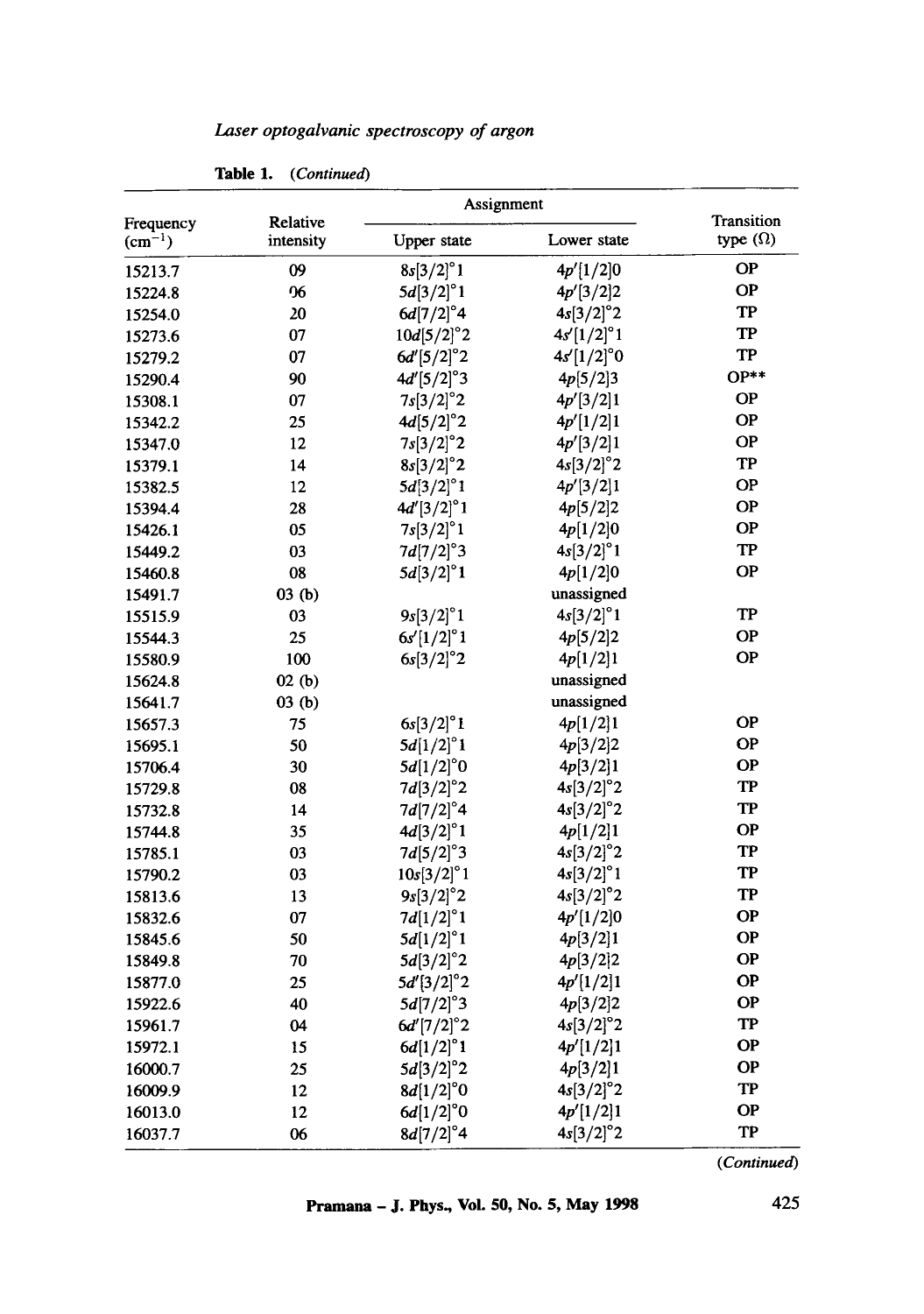**Table 1.** *(Continued)*

| Frequency (cm$^{-1}$) | Relative intensity | Assignment | | Transition type (Ω) |
|---|---|---|---|---|
| | | Upper state | Lower state | |
| 15213.7 | 09 | $8s[3/2]^{\circ}1$ | $4p'[1/2]0$ | OP |
| 15224.8 | 06 | $5d[3/2]^{\circ}1$ | $4p'[3/2]2$ | OP |
| 15254.0 | 20 | $6d[7/2]^{\circ}4$ | $4s[3/2]^{\circ}2$ | TP |
| 15273.6 | 07 | $10d[5/2]^{\circ}2$ | $4s'[1/2]^{\circ}1$ | TP |
| 15279.2 | 07 | $6d'[5/2]^{\circ}2$ | $4s'[1/2]^{\circ}0$ | TP |
| 15290.4 | 90 | $4d'[5/2]^{\circ}3$ | $4p[5/2]3$ | OP** |
| 15308.1 | 07 | $7s[3/2]^{\circ}2$ | $4p'[3/2]1$ | OP |
| 15342.2 | 25 | $4d[5/2]^{\circ}2$ | $4p'[1/2]1$ | OP |
| 15347.0 | 12 | $7s[3/2]^{\circ}2$ | $4p'[3/2]1$ | OP |
| 15379.1 | 14 | $8s[3/2]^{\circ}2$ | $4s[3/2]^{\circ}2$ | TP |
| 15382.5 | 12 | $5d[3/2]^{\circ}1$ | $4p'[3/2]1$ | OP |
| 15394.4 | 28 | $4d'[3/2]^{\circ}1$ | $4p[5/2]2$ | OP |
| 15426.1 | 05 | $7s[3/2]^{\circ}1$ | $4p[1/2]0$ | OP |
| 15449.2 | 03 | $7d[7/2]^{\circ}3$ | $4s[3/2]^{\circ}1$ | TP |
| 15460.8 | 08 | $5d[3/2]^{\circ}1$ | $4p[1/2]0$ | OP |
| 15491.7 | 03 (b) | | unassigned | |
| 15515.9 | 03 | $9s[3/2]^{\circ}1$ | $4s[3/2]^{\circ}1$ | TP |
| 15544.3 | 25 | $6s'[1/2]^{\circ}1$ | $4p[5/2]2$ | OP |
| 15580.9 | 100 | $6s[3/2]^{\circ}2$ | $4p[1/2]1$ | OP |
| 15624.8 | 02 (b) | | unassigned | |
| 15641.7 | 03 (b) | | unassigned | |
| 15657.3 | 75 | $6s[3/2]^{\circ}1$ | $4p[1/2]1$ | OP |
| 15695.1 | 50 | $5d[1/2]^{\circ}1$ | $4p[3/2]2$ | OP |
| 15706.4 | 30 | $5d[1/2]^{\circ}0$ | $4p[3/2]1$ | OP |
| 15729.8 | 08 | $7d[3/2]^{\circ}2$ | $4s[3/2]^{\circ}2$ | TP |
| 15732.8 | 14 | $7d[7/2]^{\circ}4$ | $4s[3/2]^{\circ}2$ | TP |
| 15744.8 | 35 | $4d[3/2]^{\circ}1$ | $4p[1/2]1$ | OP |
| 15785.1 | 03 | $7d[5/2]^{\circ}3$ | $4s[3/2]^{\circ}2$ | TP |
| 15790.2 | 03 | $10s[3/2]^{\circ}1$ | $4s[3/2]^{\circ}1$ | TP |
| 15813.6 | 13 | $9s[3/2]^{\circ}2$ | $4s[3/2]^{\circ}2$ | TP |
| 15832.6 | 07 | $7d[1/2]^{\circ}1$ | $4p'[1/2]0$ | OP |
| 15845.6 | 50 | $5d[1/2]^{\circ}1$ | $4p[3/2]1$ | OP |
| 15849.8 | 70 | $5d[3/2]^{\circ}2$ | $4p[3/2]2$ | OP |
| 15877.0 | 25 | $5d'[3/2]^{\circ}2$ | $4p'[1/2]1$ | OP |
| 15922.6 | 40 | $5d[7/2]^{\circ}3$ | $4p[3/2]2$ | OP |
| 15961.7 | 04 | $6d'[7/2]^{\circ}2$ | $4s[3/2]^{\circ}2$ | TP |
| 15972.1 | 15 | $6d[1/2]^{\circ}1$ | $4p'[1/2]1$ | OP |
| 16000.7 | 25 | $5d[3/2]^{\circ}2$ | $4p[3/2]1$ | OP |
| 16009.9 | 12 | $8d[1/2]^{\circ}0$ | $4s[3/2]^{\circ}2$ | TP |
| 16013.0 | 12 | $6d[1/2]^{\circ}0$ | $4p'[1/2]1$ | OP |
| 16037.7 | 06 | $8d[7/2]^{\circ}4$ | $4s[3/2]^{\circ}2$ | TP |

*(Continued)*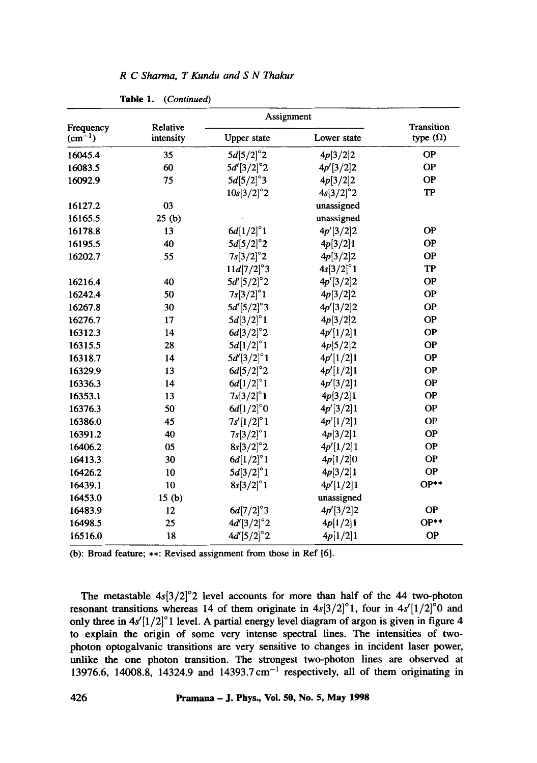**Table 1.** *(Continued)*

| Frequency (cm$^{-1}$) | Relative intensity | Assignment | | Transition type (Ω) |
|---|---|---|---|---|
| | | Upper state | Lower state | |
| 16045.4 | 35 | $5d[5/2]^{\circ}2$ | $4p[3/2]2$ | OP |
| 16083.5 | 60 | $5d'[3/2]^{\circ}2$ | $4p'[3/2]2$ | OP |
| 16092.9 | 75 | $5d[5/2]^{\circ}3$ | $4p[3/2]2$ | OP |
| | | $10s[3/2]^{\circ}2$ | $4s[3/2]^{\circ}2$ | TP |
| 16127.2 | 03 | | unassigned | |
| 16165.5 | 25 (b) | | unassigned | |
| 16178.8 | 13 | $6d[1/2]^{\circ}1$ | $4p'[3/2]2$ | OP |
| 16195.5 | 40 | $5d[5/2]^{\circ}2$ | $4p[3/2]1$ | OP |
| 16202.7 | 55 | $7s[3/2]^{\circ}2$ | $4p[3/2]2$ | OP |
| | | $11d[7/2]^{\circ}3$ | $4s[3/2]^{\circ}1$ | TP |
| 16216.4 | 40 | $5d'[5/2]^{\circ}2$ | $4p'[3/2]2$ | OP |
| 16242.4 | 50 | $7s[3/2]^{\circ}1$ | $4p[3/2]2$ | OP |
| 16267.8 | 30 | $5d'[5/2]^{\circ}3$ | $4p'[3/2]2$ | OP |
| 16276.7 | 17 | $5d[3/2]^{\circ}1$ | $4p[3/2]2$ | OP |
| 16312.3 | 14 | $6d[3/2]^{\circ}2$ | $4p'[1/2]1$ | OP |
| 16315.5 | 28 | $5d[1/2]^{\circ}1$ | $4p[5/2]2$ | OP |
| 16318.7 | 14 | $5d'[3/2]^{\circ}1$ | $4p'[1/2]1$ | OP |
| 16329.9 | 13 | $6d[5/2]^{\circ}2$ | $4p'[1/2]1$ | OP |
| 16336.3 | 14 | $6d[1/2]^{\circ}1$ | $4p'[3/2]1$ | OP |
| 16353.1 | 13 | $7s[3/2]^{\circ}1$ | $4p[3/2]1$ | OP |
| 16376.3 | 50 | $6d[1/2]^{\circ}0$ | $4p'[3/2]1$ | OP |
| 16386.0 | 45 | $7s'[1/2]^{\circ}1$ | $4p'[1/2]1$ | OP |
| 16391.2 | 40 | $7s[3/2]^{\circ}1$ | $4p[3/2]1$ | OP |
| 16406.2 | 05 | $8s[3/2]^{\circ}2$ | $4p'[1/2]1$ | OP |
| 16413.3 | 30 | $6d[1/2]^{\circ}1$ | $4p[1/2]0$ | OP |
| 16426.2 | 10 | $5d[3/2]^{\circ}1$ | $4p[3/2]1$ | OP |
| 16439.1 | 10 | $8s[3/2]^{\circ}1$ | $4p'[1/2]1$ | OP** |
| 16453.0 | 15 (b) | | unassigned | |
| 16483.9 | 12 | $6d[7/2]^{\circ}3$ | $4p'[3/2]2$ | OP |
| 16498.5 | 25 | $4d'[3/2]^{\circ}2$ | $4p[1/2]1$ | OP** |
| 16516.0 | 18 | $4d'[5/2]^{\circ}2$ | $4p[1/2]1$ | OP |

(b): Broad feature; **: Revised assignment from those in Ref [6].

The metastable $4s[3/2]^{\circ}2$ level accounts for more than half of the 44 two-photon resonant transitions whereas 14 of them originate in $4s[3/2]^{\circ}1$, four in $4s'[1/2]^{\circ}0$ and only three in $4s'[1/2]^{\circ}1$ level. A partial energy level diagram of argon is given in figure 4 to explain the origin of some very intense spectral lines. The intensities of two-photon optogalvanic transitions are very sensitive to changes in incident laser power, unlike the one photon transition. The strongest two-photon lines are observed at 13976.6, 14008.8, 14324.9 and 14393.7 cm$^{-1}$ respectively, all of them originating in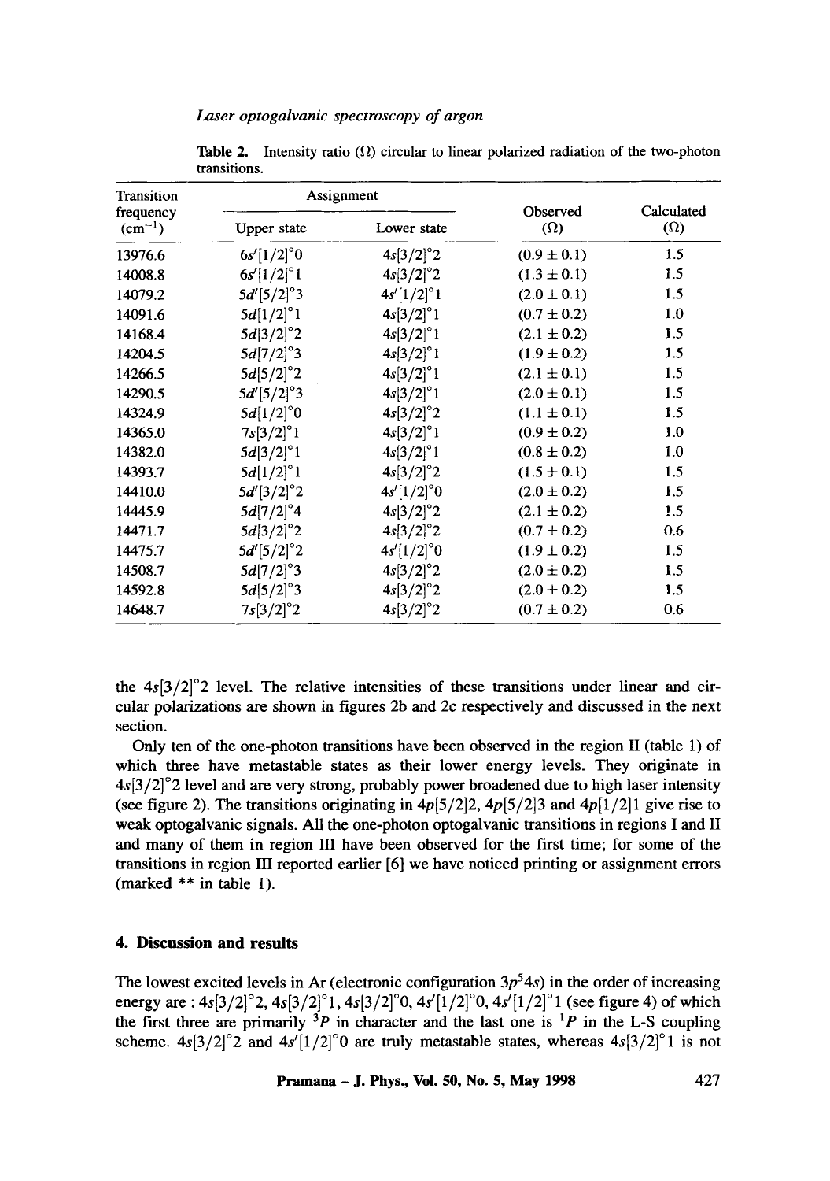**Table 2.** Intensity ratio (Ω) circular to linear polarized radiation of the two-photon transitions.

| Transition frequency ($cm^{-1}$) | Assignment | | Observed (Ω) | Calculated (Ω) |
|---|---|---|---|---|
| | Upper state | Lower state | | |
| 13976.6 | $6s'[1/2]^\circ 0$ | $4s[3/2]^\circ 2$ | $(0.9 \pm 0.1)$ | 1.5 |
| 14008.8 | $6s'[1/2]^\circ 1$ | $4s[3/2]^\circ 2$ | $(1.3 \pm 0.1)$ | 1.5 |
| 14079.2 | $5d'[5/2]^\circ 3$ | $4s'[1/2]^\circ 1$ | $(2.0 \pm 0.1)$ | 1.5 |
| 14091.6 | $5d[1/2]^\circ 1$ | $4s[3/2]^\circ 1$ | $(0.7 \pm 0.2)$ | 1.0 |
| 14168.4 | $5d[3/2]^\circ 2$ | $4s[3/2]^\circ 1$ | $(2.1 \pm 0.2)$ | 1.5 |
| 14204.5 | $5d[7/2]^\circ 3$ | $4s[3/2]^\circ 1$ | $(1.9 \pm 0.2)$ | 1.5 |
| 14266.5 | $5d[5/2]^\circ 2$ | $4s[3/2]^\circ 1$ | $(2.1 \pm 0.1)$ | 1.5 |
| 14290.5 | $5d'[5/2]^\circ 3$ | $4s[3/2]^\circ 1$ | $(2.0 \pm 0.1)$ | 1.5 |
| 14324.9 | $5d[1/2]^\circ 0$ | $4s[3/2]^\circ 2$ | $(1.1 \pm 0.1)$ | 1.5 |
| 14365.0 | $7s[3/2]^\circ 1$ | $4s[3/2]^\circ 1$ | $(0.9 \pm 0.2)$ | 1.0 |
| 14382.0 | $5d[3/2]^\circ 1$ | $4s[3/2]^\circ 1$ | $(0.8 \pm 0.2)$ | 1.0 |
| 14393.7 | $5d[1/2]^\circ 1$ | $4s[3/2]^\circ 2$ | $(1.5 \pm 0.1)$ | 1.5 |
| 14410.0 | $5d'[3/2]^\circ 2$ | $4s'[1/2]^\circ 0$ | $(2.0 \pm 0.2)$ | 1.5 |
| 14445.9 | $5d[7/2]^\circ 4$ | $4s[3/2]^\circ 2$ | $(2.1 \pm 0.2)$ | 1.5 |
| 14471.7 | $5d[3/2]^\circ 2$ | $4s[3/2]^\circ 2$ | $(0.7 \pm 0.2)$ | 0.6 |
| 14475.7 | $5d'[5/2]^\circ 2$ | $4s'[1/2]^\circ 0$ | $(1.9 \pm 0.2)$ | 1.5 |
| 14508.7 | $5d[7/2]^\circ 3$ | $4s[3/2]^\circ 2$ | $(2.0 \pm 0.2)$ | 1.5 |
| 14592.8 | $5d[5/2]^\circ 3$ | $4s[3/2]^\circ 2$ | $(2.0 \pm 0.2)$ | 1.5 |
| 14648.7 | $7s[3/2]^\circ 2$ | $4s[3/2]^\circ 2$ | $(0.7 \pm 0.2)$ | 0.6 |

the $4s[3/2]^\circ 2$ level. The relative intensities of these transitions under linear and circular polarizations are shown in figures 2b and 2c respectively and discussed in the next section.

Only ten of the one-photon transitions have been observed in the region II (table 1) of which three have metastable states as their lower energy levels. They originate in $4s[3/2]^\circ 2$ level and are very strong, probably power broadened due to high laser intensity (see figure 2). The transitions originating in $4p[5/2]2$, $4p[5/2]3$ and $4p[1/2]1$ give rise to weak optogalvanic signals. All the one-photon optogalvanic transitions in regions I and II and many of them in region III have been observed for the first time; for some of the transitions in region III reported earlier [6] we have noticed printing or assignment errors (marked ** in table 1).

## 4. Discussion and results

The lowest excited levels in Ar (electronic configuration $3p^5 4s$) in the order of increasing energy are : $4s[3/2]^\circ 2$, $4s[3/2]^\circ 1$, $4s[3/2]^\circ 0$, $4s'[1/2]^\circ 0$, $4s'[1/2]^\circ 1$ (see figure 4) of which the first three are primarily $^3P$ in character and the last one is $^1P$ in the L-S coupling scheme. $4s[3/2]^\circ 2$ and $4s'[1/2]^\circ 0$ are truly metastable states, whereas $4s[3/2]^\circ 1$ is not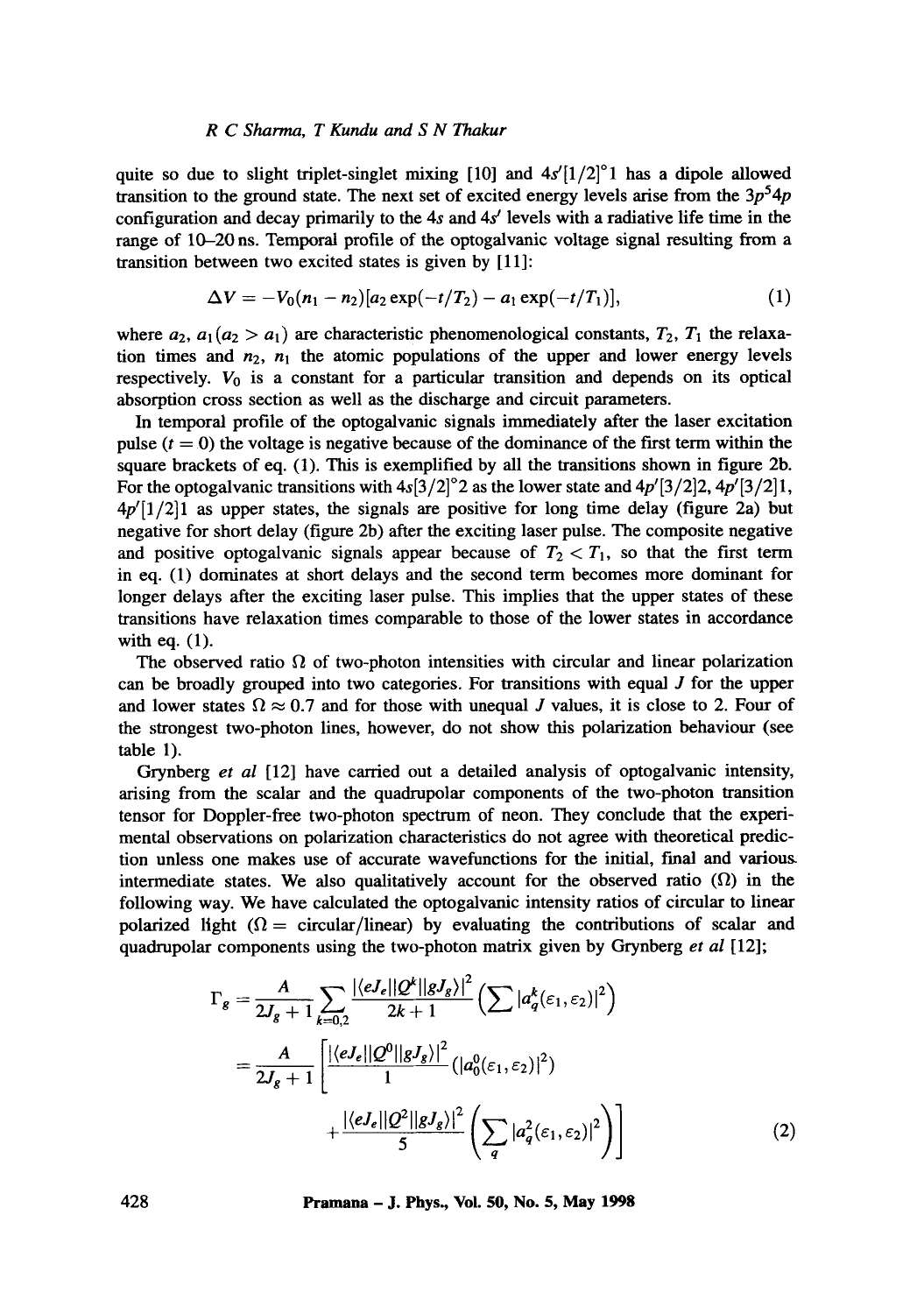quite so due to slight triplet-singlet mixing [10] and $4s'[1/2]^\circ 1$ has a dipole allowed transition to the ground state. The next set of excited energy levels arise from the $3p^5 4p$ configuration and decay primarily to the $4s$ and $4s'$ levels with a radiative life time in the range of 10–20 ns. Temporal profile of the optogalvanic voltage signal resulting from a transition between two excited states is given by [11]:

$$\Delta V = -V_0(n_1 - n_2)[a_2 \exp(-t/T_2) - a_1 \exp(-t/T_1)], \tag{1}$$

where $a_2$, $a_1 (a_2 > a_1)$ are characteristic phenomenological constants, $T_2$, $T_1$ the relaxation times and $n_2$, $n_1$ the atomic populations of the upper and lower energy levels respectively. $V_0$ is a constant for a particular transition and depends on its optical absorption cross section as well as the discharge and circuit parameters.

In temporal profile of the optogalvanic signals immediately after the laser excitation pulse ($t = 0$) the voltage is negative because of the dominance of the first term within the square brackets of eq. (1). This is exemplified by all the transitions shown in figure 2b. For the optogalvanic transitions with $4s[3/2]^\circ 2$ as the lower state and $4p'[3/2]2$, $4p'[3/2]1$, $4p'[1/2]1$ as upper states, the signals are positive for long time delay (figure 2a) but negative for short delay (figure 2b) after the exciting laser pulse. The composite negative and positive optogalvanic signals appear because of $T_2 < T_1$, so that the first term in eq. (1) dominates at short delays and the second term becomes more dominant for longer delays after the exciting laser pulse. This implies that the upper states of these transitions have relaxation times comparable to those of the lower states in accordance with eq. (1).

The observed ratio $\Omega$ of two-photon intensities with circular and linear polarization can be broadly grouped into two categories. For transitions with equal $J$ for the upper and lower states $\Omega \approx 0.7$ and for those with unequal $J$ values, it is close to 2. Four of the strongest two-photon lines, however, do not show this polarization behaviour (see table 1).

Grynberg *et al* [12] have carried out a detailed analysis of optogalvanic intensity, arising from the scalar and the quadrupolar components of the two-photon transition tensor for Doppler-free two-photon spectrum of neon. They conclude that the experimental observations on polarization characteristics do not agree with theoretical prediction unless one makes use of accurate wavefunctions for the initial, final and various intermediate states. We also qualitatively account for the observed ratio ($\Omega$) in the following way. We have calculated the optogalvanic intensity ratios of circular to linear polarized light ($\Omega$ = circular/linear) by evaluating the contributions of scalar and quadrupolar components using the two-photon matrix given by Grynberg *et al* [12];

$$\begin{aligned}
\Gamma_g &= \frac{A}{2J_g + 1} \sum_{k=0,2} \frac{|\langle eJ_e \| Q^k \| gJ_g \rangle|^2}{2k+1} \left( \sum |a_q^k(\varepsilon_1, \varepsilon_2)|^2 \right) \\
&= \frac{A}{2J_g + 1} \left[ \frac{|\langle eJ_e \| Q^0 \| gJ_g \rangle|^2}{1} (|a_0^0(\varepsilon_1, \varepsilon_2)|^2) \right. \\
&\qquad \left. + \frac{|\langle eJ_e \| Q^2 \| gJ_g \rangle|^2}{5} \left( \sum_q |a_q^2(\varepsilon_1, \varepsilon_2)|^2 \right) \right]
\end{aligned} \tag{2}$$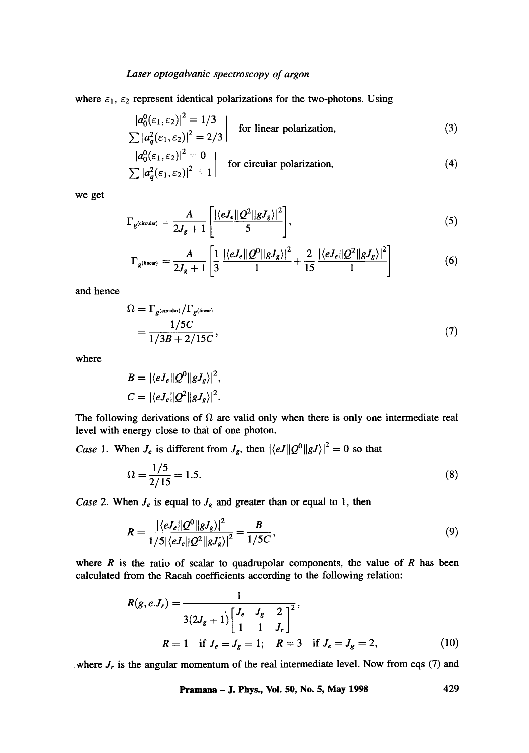where $\varepsilon_1$, $\varepsilon_2$ represent identical polarizations for the two-photons. Using

$$\left.\begin{array}{l} |a_0^0(\varepsilon_1,\varepsilon_2)|^2 = 1/3 \\ \sum |a_q^2(\varepsilon_1,\varepsilon_2)|^2 = 2/3 \end{array}\right| \text{ for linear polarization,} \tag{3}$$

$$\left.\begin{array}{l} |a_0^0(\varepsilon_1,\varepsilon_2)|^2 = 0 \\ \sum |a_q^2(\varepsilon_1,\varepsilon_2)|^2 = 1 \end{array}\right| \text{ for circular polarization,} \tag{4}$$

we get

$$\Gamma_{g(\text{circular})} = \frac{A}{2J_g+1}\left[\frac{|\langle eJ_e\|Q^2\|gJ_g\rangle|^2}{5}\right], \tag{5}$$

$$\Gamma_{g(\text{linear})} = \frac{A}{2J_g+1}\left[\frac{1}{3}\frac{|\langle eJ_e\|Q^0\|gJ_g\rangle|^2}{1} + \frac{2}{15}\frac{|\langle eJ_e\|Q^2\|gJ_g\rangle|^2}{1}\right] \tag{6}$$

and hence

$$\Omega = \Gamma_{g(\text{circular})}/\Gamma_{g(\text{linear})} = \frac{1/5C}{1/3B + 2/15C}, \tag{7}$$

where

$$B = |\langle eJ_e\|Q^0\|gJ_g\rangle|^2,$$
$$C = |\langle eJ_e\|Q^2\|gJ_g\rangle|^2.$$

The following derivations of $\Omega$ are valid only when there is only one intermediate real level with energy close to that of one photon.

*Case* 1. When $J_e$ is different from $J_g$, then $|\langle eJ\|Q^0\|gJ\rangle|^2 = 0$ so that

$$\Omega = \frac{1/5}{2/15} = 1.5. \tag{8}$$

*Case* 2. When $J_e$ is equal to $J_g$ and greater than or equal to 1, then

$$R = \frac{|\langle eJ_e\|Q^0\|gJ_g\rangle|^2}{1/5|\langle eJ_e\|Q^2\|gJ_g\rangle|^2} = \frac{B}{1/5C}, \tag{9}$$

where $R$ is the ratio of scalar to quadrupolar components, the value of $R$ has been calculated from the Racah coefficients according to the following relation:

$$R(g,e.J_r) = \frac{1}{3(2J_g+1)\begin{bmatrix} J_e & J_g & 2 \\ 1 & 1 & J_r \end{bmatrix}^2},$$
$$R = 1 \;\text{ if } J_e = J_g = 1; \quad R = 3 \;\text{ if } J_e = J_g = 2, \tag{10}$$

where $J_r$ is the angular momentum of the real intermediate level. Now from eqs (7) and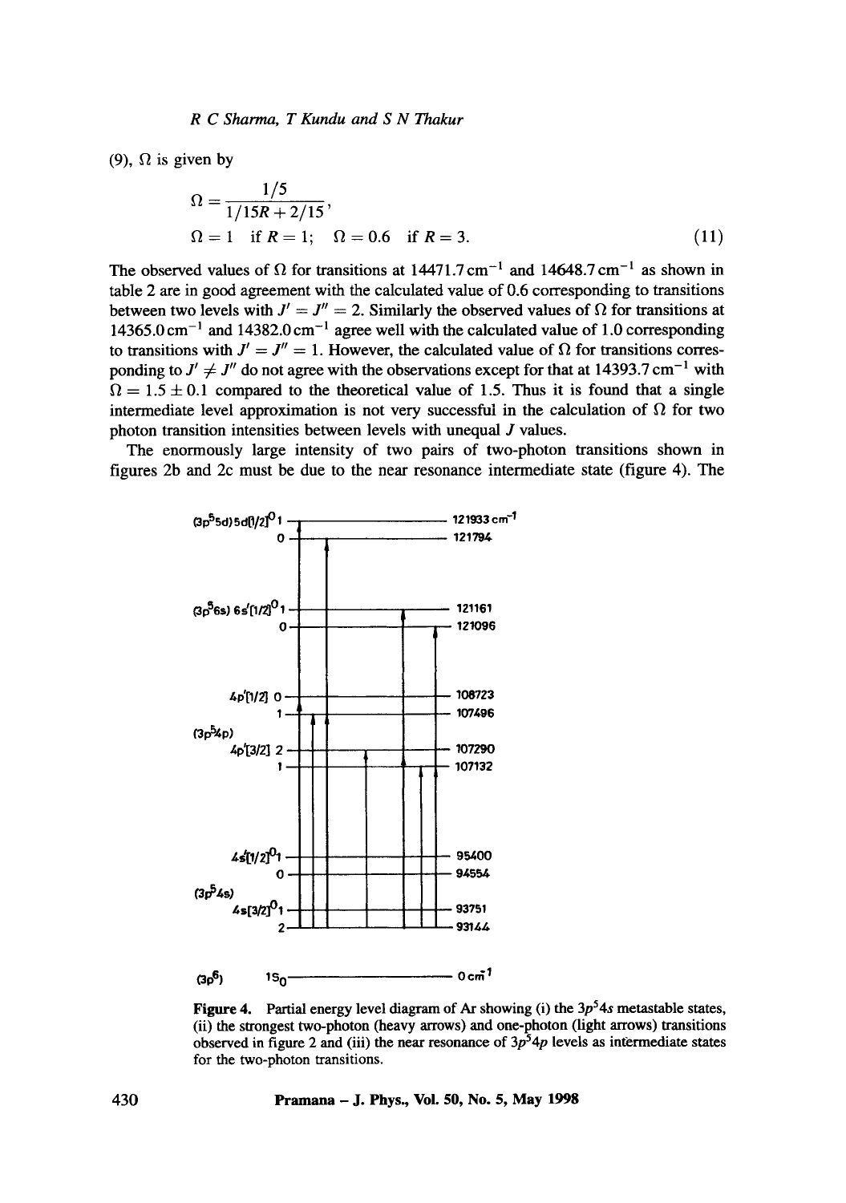(9), $\Omega$ is given by

$$\Omega = \frac{1/5}{1/15R + 2/15},$$
$$\Omega = 1 \quad \text{if } R = 1; \quad \Omega = 0.6 \quad \text{if } R = 3. \tag{11}$$

The observed values of $\Omega$ for transitions at $14471.7\,\text{cm}^{-1}$ and $14648.7\,\text{cm}^{-1}$ as shown in table 2 are in good agreement with the calculated value of 0.6 corresponding to transitions between two levels with $J' = J'' = 2$. Similarly the observed values of $\Omega$ for transitions at $14365.0\,\text{cm}^{-1}$ and $14382.0\,\text{cm}^{-1}$ agree well with the calculated value of 1.0 corresponding to transitions with $J' = J'' = 1$. However, the calculated value of $\Omega$ for transitions corresponding to $J' \neq J''$ do not agree with the observations except for that at $14393.7\,\text{cm}^{-1}$ with $\Omega = 1.5 \pm 0.1$ compared to the theoretical value of 1.5. Thus it is found that a single intermediate level approximation is not very successful in the calculation of $\Omega$ for two photon transition intensities between levels with unequal $J$ values.

The enormously large intensity of two pairs of two-photon transitions shown in figures 2b and 2c must be due to the near resonance intermediate state (figure 4). The

| Configuration | Level | Energy |
|---|---|---|
| $(3p^5 5d)$ | $5d[1/2]^o$ 1 | $121933\,\text{cm}^{-1}$ |
| | 0 | 121794 |
| $(3p^5 6s)$ | $6s'[1/2]^o$ 1 | 121161 |
| | 0 | 121096 |
| $(3p^5 4p)$ | $4p'[1/2]$ 0 | 108723 |
| | 1 | 107496 |
| | $4p'[3/2]$ 2 | 107290 |
| | 1 | 107132 |
| $(3p^5 4s)$ | $4s'[1/2]^o$ 1 | 95400 |
| | 0 | 94554 |
| | $4s[3/2]^o$ 1 | 93751 |
| | 2 | 93144 |
| $(3p^6)$ | $^1S_0$ | $0\,\text{cm}^{-1}$ |

**Figure 4.** Partial energy level diagram of Ar showing (i) the $3p^5 4s$ metastable states, (ii) the strongest two-photon (heavy arrows) and one-photon (light arrows) transitions observed in figure 2 and (iii) the near resonance of $3p^5 4p$ levels as intermediate states for the two-photon transitions.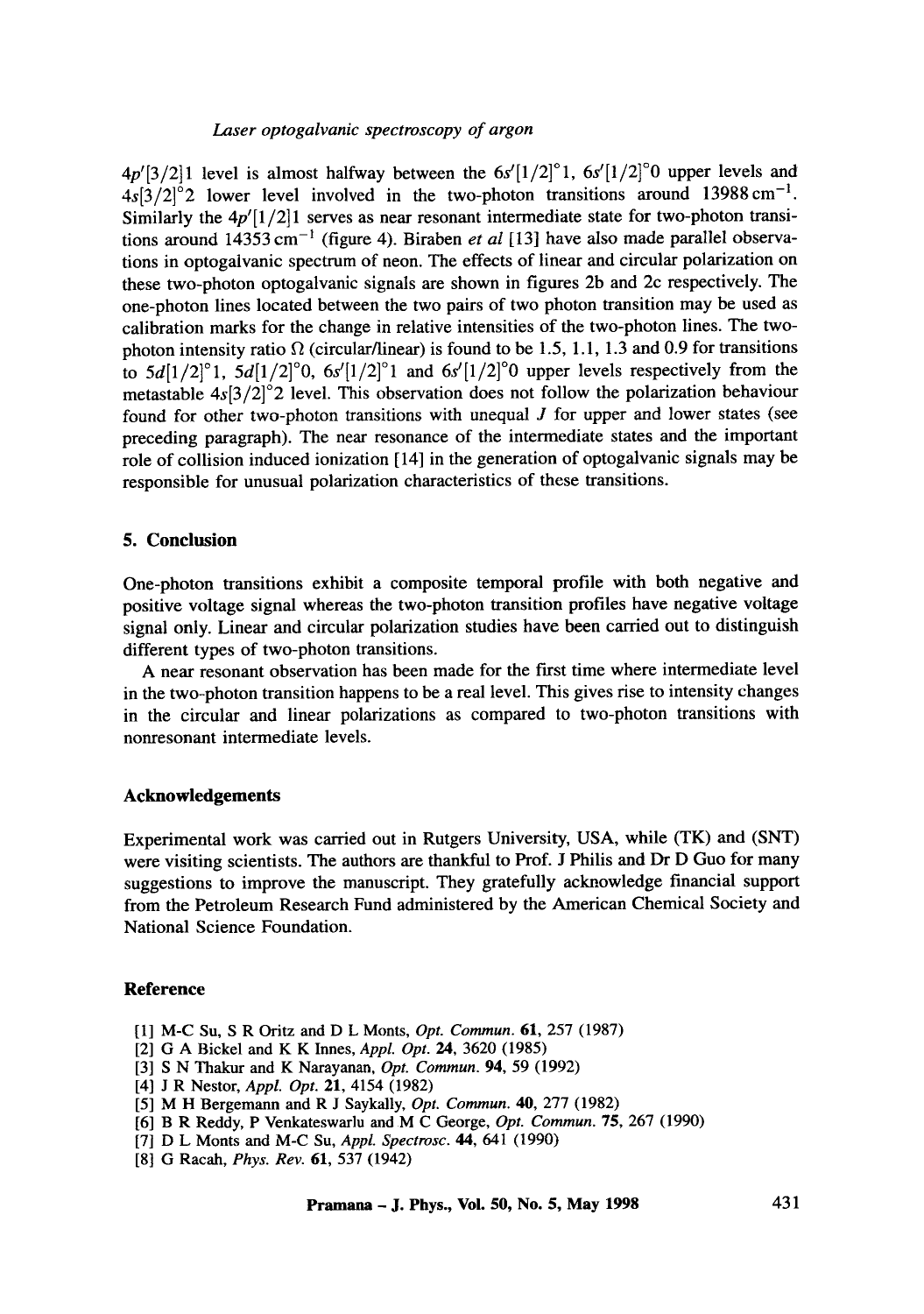$4p'[3/2]1$ level is almost halfway between the $6s'[1/2]^\circ 1$, $6s'[1/2]^\circ 0$ upper levels and $4s[3/2]^\circ 2$ lower level involved in the two-photon transitions around $13988\,\text{cm}^{-1}$. Similarly the $4p'[1/2]1$ serves as near resonant intermediate state for two-photon transitions around $14353\,\text{cm}^{-1}$ (figure 4). Biraben *et al* [13] have also made parallel observations in optogalvanic spectrum of neon. The effects of linear and circular polarization on these two-photon optogalvanic signals are shown in figures 2b and 2c respectively. The one-photon lines located between the two pairs of two photon transition may be used as calibration marks for the change in relative intensities of the two-photon lines. The two-photon intensity ratio $\Omega$ (circular/linear) is found to be 1.5, 1.1, 1.3 and 0.9 for transitions to $5d[1/2]^\circ 1$, $5d[1/2]^\circ 0$, $6s'[1/2]^\circ 1$ and $6s'[1/2]^\circ 0$ upper levels respectively from the metastable $4s[3/2]^\circ 2$ level. This observation does not follow the polarization behaviour found for other two-photon transitions with unequal $J$ for upper and lower states (see preceding paragraph). The near resonance of the intermediate states and the important role of collision induced ionization [14] in the generation of optogalvanic signals may be responsible for unusual polarization characteristics of these transitions.

## 5. Conclusion

One-photon transitions exhibit a composite temporal profile with both negative and positive voltage signal whereas the two-photon transition profiles have negative voltage signal only. Linear and circular polarization studies have been carried out to distinguish different types of two-photon transitions.

A near resonant observation has been made for the first time where intermediate level in the two-photon transition happens to be a real level. This gives rise to intensity changes in the circular and linear polarizations as compared to two-photon transitions with nonresonant intermediate levels.

### Acknowledgements

Experimental work was carried out in Rutgers University, USA, while (TK) and (SNT) were visiting scientists. The authors are thankful to Prof. J Philis and Dr D Guo for many suggestions to improve the manuscript. They gratefully acknowledge financial support from the Petroleum Research Fund administered by the American Chemical Society and National Science Foundation.

### Reference

- [1] M-C Su, S R Oritz and D L Monts, *Opt. Commun.* **61**, 257 (1987)
- [2] G A Bickel and K K Innes, *Appl. Opt.* **24**, 3620 (1985)
- [3] S N Thakur and K Narayanan, *Opt. Commun.* **94**, 59 (1992)
- [4] J R Nestor, *Appl. Opt.* **21**, 4154 (1982)
- [5] M H Bergemann and R J Saykally, *Opt. Commun.* **40**, 277 (1982)
- [6] B R Reddy, P Venkateswarlu and M C George, *Opt. Commun.* **75**, 267 (1990)
- [7] D L Monts and M-C Su, *Appl. Spectrosc.* **44**, 641 (1990)
- [8] G Racah, *Phys. Rev.* **61**, 537 (1942)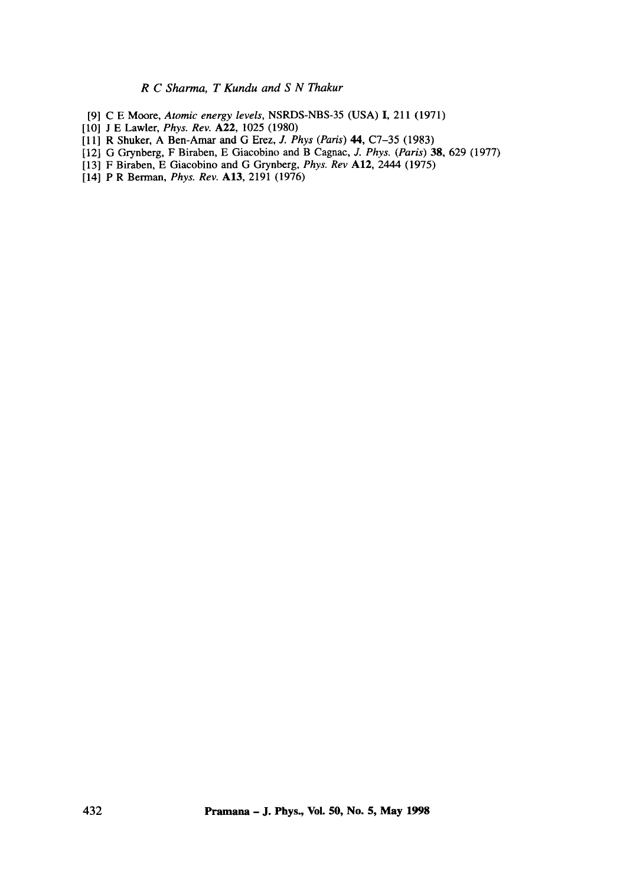[9] C E Moore, *Atomic energy levels*, NSRDS-NBS-35 (USA) **I**, 211 (1971)
[10] J E Lawler, *Phys. Rev.* **A22**, 1025 (1980)
[11] R Shuker, A Ben-Amar and G Erez, *J. Phys (Paris)* **44**, C7–35 (1983)
[12] G Grynberg, F Biraben, E Giacobino and B Cagnac, *J. Phys. (Paris)* **38**, 629 (1977)
[13] F Biraben, E Giacobino and G Grynberg, *Phys. Rev* **A12**, 2444 (1975)
[14] P R Berman, *Phys. Rev.* **A13**, 2191 (1976)